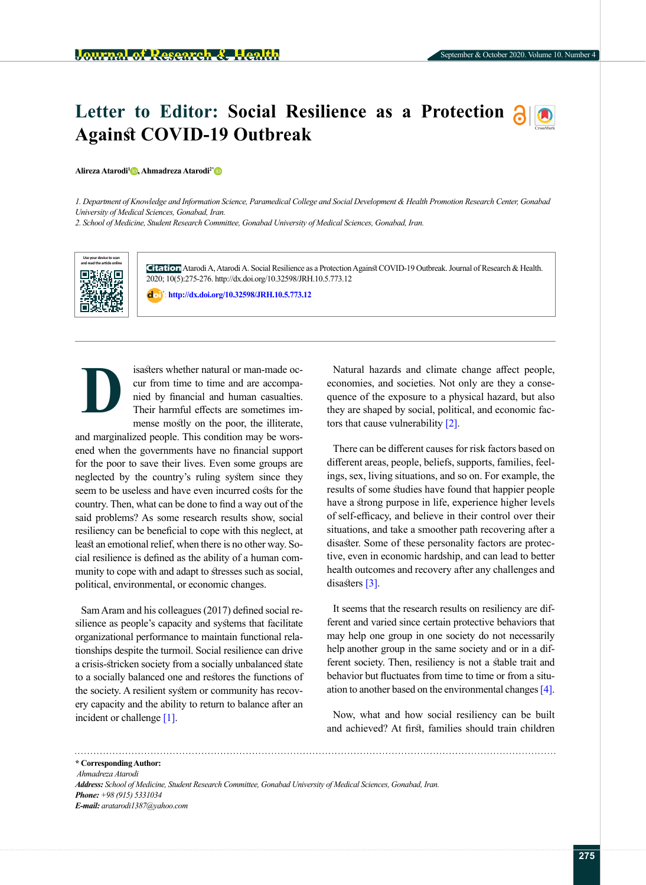# Letter to Editor: Social Resilience as a Protection Against COVID-19 Outbreak

**Alireza Atarodi[1], Ahmadreza Atarodi[2*]**

*1. Department of Knowledge and Information Science, Paramedical College and Social Development & Health Promotion Research Center, Gonabad University of Medical Sciences, Gonabad, Iran.*
*2. School of Medicine, Student Research Committee, Gonabad University of Medical Sciences, Gonabad, Iran.*

**Citation** Atarodi A, Atarodi A. Social Resilience as a Protection Against COVID-19 Outbreak. Journal of Research & Health. 2020; 10(5):275-276. http://dx.doi.org/10.32598/JRH.10.5.773.12

doi: http://dx.doi.org/10.32598/JRH.10.5.773.12

---

Disasters whether natural or man-made occur from time to time and are accompanied by financial and human casualties. Their harmful effects are sometimes immense mostly on the poor, the illiterate, and marginalized people. This condition may be worsened when the governments have no financial support for the poor to save their lives. Even some groups are neglected by the country's ruling system since they seem to be useless and have even incurred costs for the country. Then, what can be done to find a way out of the said problems? As some research results show, social resiliency can be beneficial to cope with this neglect, at least an emotional relief, when there is no other way. Social resilience is defined as the ability of a human community to cope with and adapt to stresses such as social, political, environmental, or economic changes.

Sam Aram and his colleagues (2017) defined social resilience as people's capacity and systems that facilitate organizational performance to maintain functional relationships despite the turmoil. Social resilience can drive a crisis-stricken society from a socially unbalanced state to a socially balanced one and restores the functions of the society. A resilient system or community has recovery capacity and the ability to return to balance after an incident or challenge [1].

Natural hazards and climate change affect people, economies, and societies. Not only are they a consequence of the exposure to a physical hazard, but also they are shaped by social, political, and economic factors that cause vulnerability [2].

There can be different causes for risk factors based on different areas, people, beliefs, supports, families, feelings, sex, living situations, and so on. For example, the results of some studies have found that happier people have a strong purpose in life, experience higher levels of self-efficacy, and believe in their control over their situations, and take a smoother path recovering after a disaster. Some of these personality factors are protective, even in economic hardship, and can lead to better health outcomes and recovery after any challenges and disasters [3].

It seems that the research results on resiliency are different and varied since certain protective behaviors that may help one group in one society do not necessarily help another group in the same society and or in a different society. Then, resiliency is not a stable trait and behavior but fluctuates from time to time or from a situation to another based on the environmental changes [4].

Now, what and how social resiliency can be built and achieved? At first, families should train children

---

**\* Corresponding Author:**
*Ahmadreza Atarodi*
***Address:*** *School of Medicine, Student Research Committee, Gonabad University of Medical Sciences, Gonabad, Iran.*
***Phone:*** *+98 (915) 5331034*
***E-mail:*** *aratarodi1387@yahoo.com*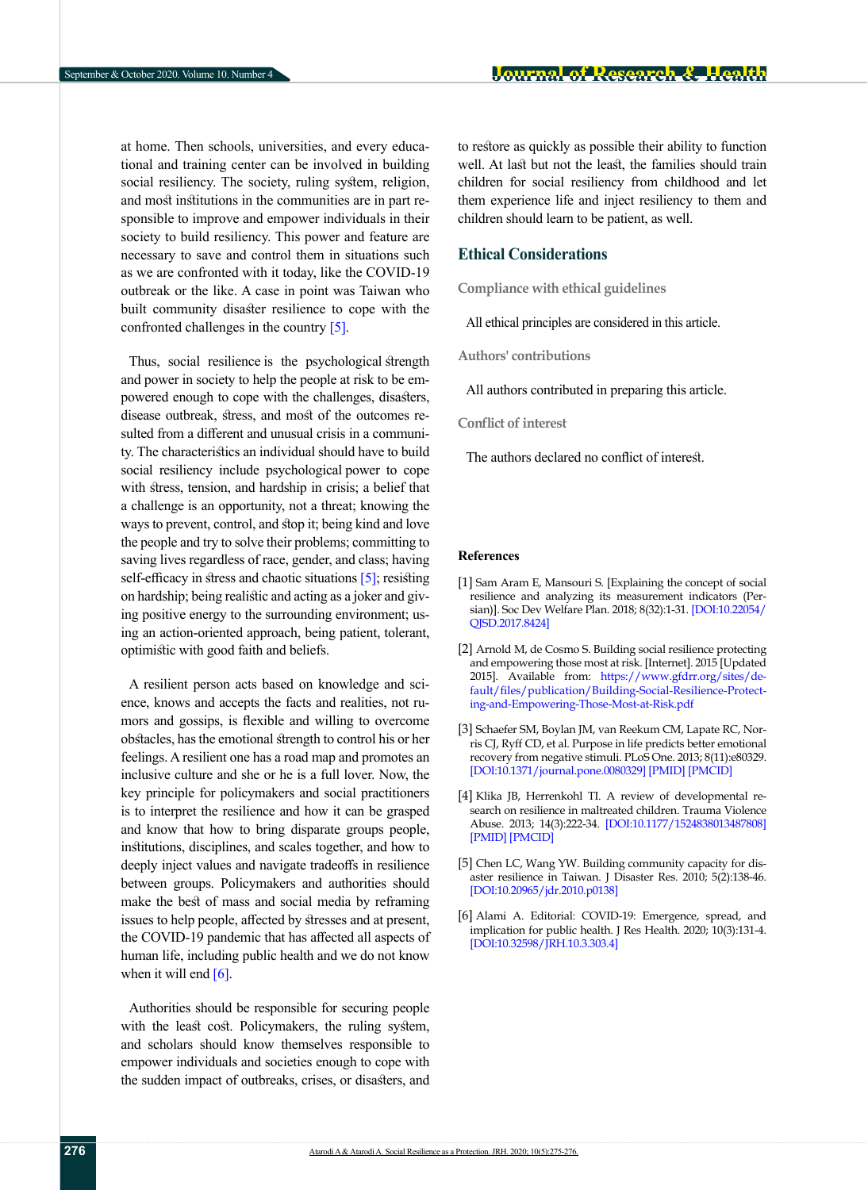at home. Then schools, universities, and every educational and training center can be involved in building social resiliency. The society, ruling system, religion, and most institutions in the communities are in part responsible to improve and empower individuals in their society to build resiliency. This power and feature are necessary to save and control them in situations such as we are confronted with it today, like the COVID-19 outbreak or the like. A case in point was Taiwan who built community disaster resilience to cope with the confronted challenges in the country [5].

Thus, social resilience is the psychological strength and power in society to help the people at risk to be empowered enough to cope with the challenges, disasters, disease outbreak, stress, and most of the outcomes resulted from a different and unusual crisis in a community. The characteristics an individual should have to build social resiliency include psychological power to cope with stress, tension, and hardship in crisis; a belief that a challenge is an opportunity, not a threat; knowing the ways to prevent, control, and stop it; being kind and love the people and try to solve their problems; committing to saving lives regardless of race, gender, and class; having self-efficacy in stress and chaotic situations [5]; resisting on hardship; being realistic and acting as a joker and giving positive energy to the surrounding environment; using an action-oriented approach, being patient, tolerant, optimistic with good faith and beliefs.

A resilient person acts based on knowledge and science, knows and accepts the facts and realities, not rumors and gossips, is flexible and willing to overcome obstacles, has the emotional strength to control his or her feelings. A resilient one has a road map and promotes an inclusive culture and she or he is a full lover. Now, the key principle for policymakers and social practitioners is to interpret the resilience and how it can be grasped and know that how to bring disparate groups people, institutions, disciplines, and scales together, and how to deeply inject values and navigate tradeoffs in resilience between groups. Policymakers and authorities should make the best of mass and social media by reframing issues to help people, affected by stresses and at present, the COVID-19 pandemic that has affected all aspects of human life, including public health and we do not know when it will end [6].

Authorities should be responsible for securing people with the least cost. Policymakers, the ruling system, and scholars should know themselves responsible to empower individuals and societies enough to cope with the sudden impact of outbreaks, crises, or disasters, and to restore as quickly as possible their ability to function well. At last but not the least, the families should train children for social resiliency from childhood and let them experience life and inject resiliency to them and children should learn to be patient, as well.

## Ethical Considerations

### Compliance with ethical guidelines

All ethical principles are considered in this article.

### Authors' contributions

All authors contributed in preparing this article.

### Conflict of interest

The authors declared no conflict of interest.

## References

[1] Sam Aram E, Mansouri S. [Explaining the concept of social resilience and analyzing its measurement indicators (Persian)]. Soc Dev Welfare Plan. 2018; 8(32):1-31. [DOI:10.22054/QJSD.2017.8424]

[2] Arnold M, de Cosmo S. Building social resilience protecting and empowering those most at risk. [Internet]. 2015 [Updated 2015]. Available from: https://www.gfdrr.org/sites/default/files/publication/Building-Social-Resilience-Protecting-and-Empowering-Those-Most-at-Risk.pdf

[3] Schaefer SM, Boylan JM, van Reekum CM, Lapate RC, Norris CJ, Ryff CD, et al. Purpose in life predicts better emotional recovery from negative stimuli. PLoS One. 2013; 8(11):e80329. [DOI:10.1371/journal.pone.0080329] [PMID] [PMCID]

[4] Klika JB, Herrenkohl TI. A review of developmental research on resilience in maltreated children. Trauma Violence Abuse. 2013; 14(3):222-34. [DOI:10.1177/1524838013487808] [PMID] [PMCID]

[5] Chen LC, Wang YW. Building community capacity for disaster resilience in Taiwan. J Disaster Res. 2010; 5(2):138-46. [DOI:10.20965/jdr.2010.p0138]

[6] Alami A. Editorial: COVID-19: Emergence, spread, and implication for public health. J Res Health. 2020; 10(3):131-4. [DOI:10.32598/JRH.10.3.303.4]